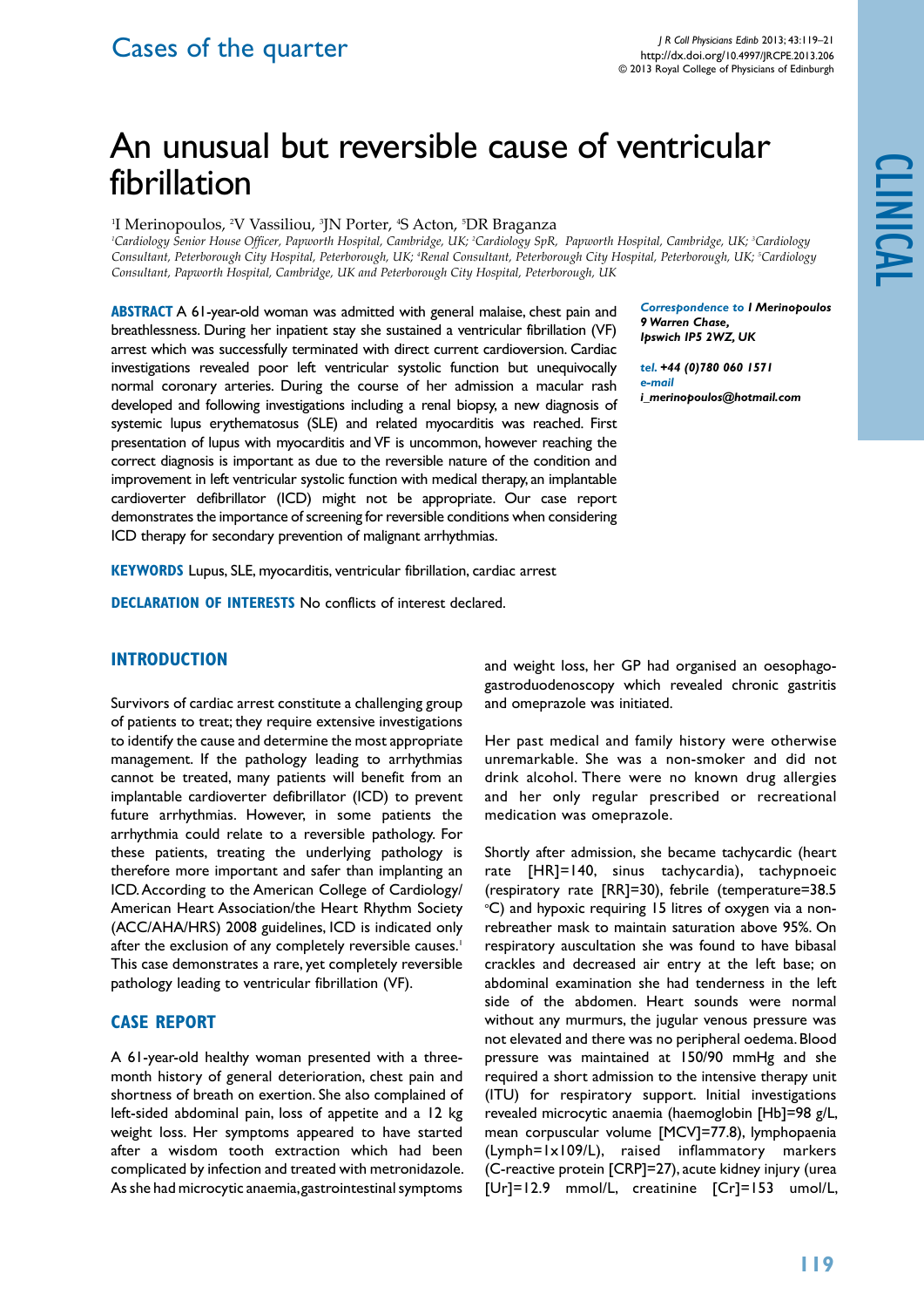Cases of the quarter

# An unusual but reversible cause of ventricular fibrillation

[1]I Merinopoulos, [2]V Vassiliou, [3]JN Porter, [4]S Acton, [5]DR Braganza

[1]Cardiology Senior House Officer, Papworth Hospital, Cambridge, UK; [2]Cardiology SpR, Papworth Hospital, Cambridge, UK; [3]Cardiology Consultant, Peterborough City Hospital, Peterborough, UK; [4]Renal Consultant, Peterborough City Hospital, Peterborough, UK; [5]Cardiology Consultant, Papworth Hospital, Cambridge, UK and Peterborough City Hospital, Peterborough, UK

**ABSTRACT** A 61-year-old woman was admitted with general malaise, chest pain and breathlessness. During her inpatient stay she sustained a ventricular fibrillation (VF) arrest which was successfully terminated with direct current cardioversion. Cardiac investigations revealed poor left ventricular systolic function but unequivocally normal coronary arteries. During the course of her admission a macular rash developed and following investigations including a renal biopsy, a new diagnosis of systemic lupus erythematosus (SLE) and related myocarditis was reached. First presentation of lupus with myocarditis and VF is uncommon, however reaching the correct diagnosis is important as due to the reversible nature of the condition and improvement in left ventricular systolic function with medical therapy, an implantable cardioverter defibrillator (ICD) might not be appropriate. Our case report demonstrates the importance of screening for reversible conditions when considering ICD therapy for secondary prevention of malignant arrhythmias.

***Correspondence to** **I Merinopoulos***
***9 Warren Chase,***
***Ipswich IP5 2WZ, UK***

***tel.** **+44 (0)780 060 1571***
***e-mail***
***i_merinopoulos@hotmail.com***

**KEYWORDS** Lupus, SLE, myocarditis, ventricular fibrillation, cardiac arrest

**DECLARATION OF INTERESTS** No conflicts of interest declared.

## INTRODUCTION

Survivors of cardiac arrest constitute a challenging group of patients to treat; they require extensive investigations to identify the cause and determine the most appropriate management. If the pathology leading to arrhythmias cannot be treated, many patients will benefit from an implantable cardioverter defibrillator (ICD) to prevent future arrhythmias. However, in some patients the arrhythmia could relate to a reversible pathology. For these patients, treating the underlying pathology is therefore more important and safer than implanting an ICD. According to the American College of Cardiology/American Heart Association/the Heart Rhythm Society (ACC/AHA/HRS) 2008 guidelines, ICD is indicated only after the exclusion of any completely reversible causes.[1] This case demonstrates a rare, yet completely reversible pathology leading to ventricular fibrillation (VF).

## CASE REPORT

A 61-year-old healthy woman presented with a three-month history of general deterioration, chest pain and shortness of breath on exertion. She also complained of left-sided abdominal pain, loss of appetite and a 12 kg weight loss. Her symptoms appeared to have started after a wisdom tooth extraction which had been complicated by infection and treated with metronidazole. As she had microcytic anaemia, gastrointestinal symptoms and weight loss, her GP had organised an oesophago-gastroduodenoscopy which revealed chronic gastritis and omeprazole was initiated.

Her past medical and family history were otherwise unremarkable. She was a non-smoker and did not drink alcohol. There were no known drug allergies and her only regular prescribed or recreational medication was omeprazole.

Shortly after admission, she became tachycardic (heart rate [HR]=140, sinus tachycardia), tachypnoeic (respiratory rate [RR]=30), febrile (temperature=38.5 °C) and hypoxic requiring 15 litres of oxygen via a non-rebreather mask to maintain saturation above 95%. On respiratory auscultation she was found to have bibasal crackles and decreased air entry at the left base; on abdominal examination she had tenderness in the left side of the abdomen. Heart sounds were normal without any murmurs, the jugular venous pressure was not elevated and there was no peripheral oedema. Blood pressure was maintained at 150/90 mmHg and she required a short admission to the intensive therapy unit (ITU) for respiratory support. Initial investigations revealed microcytic anaemia (haemoglobin [Hb]=98 g/L, mean corpuscular volume [MCV]=77.8), lymphopaenia (Lymph=1x109/L), raised inflammatory markers (C-reactive protein [CRP]=27), acute kidney injury (urea [Ur]=12.9 mmol/L, creatinine [Cr]=153 umol/L,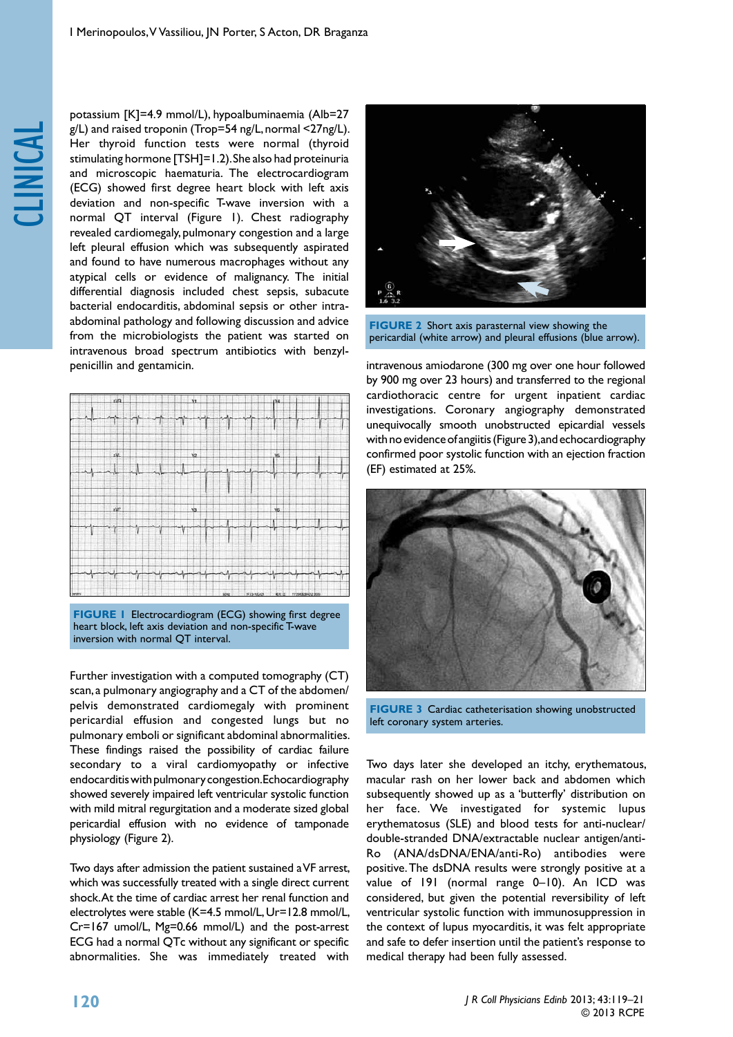potassium [K]=4.9 mmol/L), hypoalbuminaemia (Alb=27 g/L) and raised troponin (Trop=54 ng/L, normal <27ng/L). Her thyroid function tests were normal (thyroid stimulating hormone [TSH]=1.2). She also had proteinuria and microscopic haematuria. The electrocardiogram (ECG) showed first degree heart block with left axis deviation and non-specific T-wave inversion with a normal QT interval (Figure 1). Chest radiography revealed cardiomegaly, pulmonary congestion and a large left pleural effusion which was subsequently aspirated and found to have numerous macrophages without any atypical cells or evidence of malignancy. The initial differential diagnosis included chest sepsis, subacute bacterial endocarditis, abdominal sepsis or other intra-abdominal pathology and following discussion and advice from the microbiologists the patient was started on intravenous broad spectrum antibiotics with benzylpenicillin and gentamicin.

**FIGURE 1** Electrocardiogram (ECG) showing first degree heart block, left axis deviation and non-specific T-wave inversion with normal QT interval.

Further investigation with a computed tomography (CT) scan, a pulmonary angiography and a CT of the abdomen/pelvis demonstrated cardiomegaly with prominent pericardial effusion and congested lungs but no pulmonary emboli or significant abdominal abnormalities. These findings raised the possibility of cardiac failure secondary to a viral cardiomyopathy or infective endocarditis with pulmonary congestion. Echocardiography showed severely impaired left ventricular systolic function with mild mitral regurgitation and a moderate sized global pericardial effusion with no evidence of tamponade physiology (Figure 2).

Two days after admission the patient sustained a VF arrest, which was successfully treated with a single direct current shock. At the time of cardiac arrest her renal function and electrolytes were stable (K=4.5 mmol/L, Ur=12.8 mmol/L, Cr=167 umol/L, Mg=0.66 mmol/L) and the post-arrest ECG had a normal QTc without any significant or specific abnormalities. She was immediately treated with intravenous amiodarone (300 mg over one hour followed by 900 mg over 23 hours) and transferred to the regional cardiothoracic centre for urgent inpatient cardiac investigations. Coronary angiography demonstrated unequivocally smooth unobstructed epicardial vessels with no evidence of angiitis (Figure 3), and echocardiography confirmed poor systolic function with an ejection fraction (EF) estimated at 25%.

**FIGURE 2** Short axis parasternal view showing the pericardial (white arrow) and pleural effusions (blue arrow).

**FIGURE 3** Cardiac catheterisation showing unobstructed left coronary system arteries.

Two days later she developed an itchy, erythematous, macular rash on her lower back and abdomen which subsequently showed up as a 'butterfly' distribution on her face. We investigated for systemic lupus erythematosus (SLE) and blood tests for anti-nuclear/double-stranded DNA/extractable nuclear antigen/anti-Ro (ANA/dsDNA/ENA/anti-Ro) antibodies were positive. The dsDNA results were strongly positive at a value of 191 (normal range 0–10). An ICD was considered, but given the potential reversibility of left ventricular systolic function with immunosuppression in the context of lupus myocarditis, it was felt appropriate and safe to defer insertion until the patient's response to medical therapy had been fully assessed.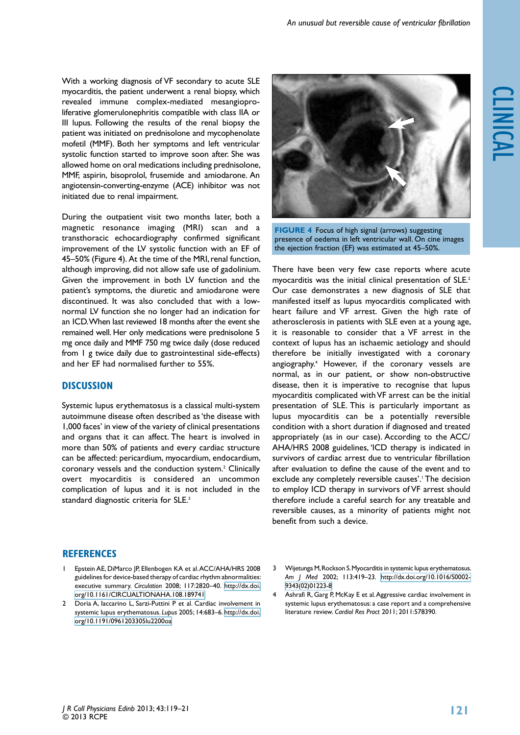With a working diagnosis of VF secondary to acute SLE myocarditis, the patient underwent a renal biopsy, which revealed immune complex-mediated mesangioproliferative glomerulonephritis compatible with class IIA or III lupus. Following the results of the renal biopsy the patient was initiated on prednisolone and mycophenolate mofetil (MMF). Both her symptoms and left ventricular systolic function started to improve soon after. She was allowed home on oral medications including prednisolone, MMF, aspirin, bisoprolol, frusemide and amiodarone. An angiotensin-converting-enzyme (ACE) inhibitor was not initiated due to renal impairment.

During the outpatient visit two months later, both a magnetic resonance imaging (MRI) scan and a transthoracic echocardiography confirmed significant improvement of the LV systolic function with an EF of 45–50% (Figure 4). At the time of the MRI, renal function, although improving, did not allow safe use of gadolinium. Given the improvement in both LV function and the patient's symptoms, the diuretic and amiodarone were discontinued. It was also concluded that with a low-normal LV function she no longer had an indication for an ICD. When last reviewed 18 months after the event she remained well. Her only medications were prednisolone 5 mg once daily and MMF 750 mg twice daily (dose reduced from 1 g twice daily due to gastrointestinal side-effects) and her EF had normalised further to 55%.

**FIGURE 4** Focus of high signal (arrows) suggesting presence of oedema in left ventricular wall. On cine images the ejection fraction (EF) was estimated at 45–50%.

## DISCUSSION

Systemic lupus erythematosus is a classical multi-system autoimmune disease often described as 'the disease with 1,000 faces' in view of the variety of clinical presentations and organs that it can affect. The heart is involved in more than 50% of patients and every cardiac structure can be affected: pericardium, myocardium, endocardium, coronary vessels and the conduction system.[2] Clinically overt myocarditis is considered an uncommon complication of lupus and it is not included in the standard diagnostic criteria for SLE.[3]

There have been very few case reports where acute myocarditis was the initial clinical presentation of SLE.[2] Our case demonstrates a new diagnosis of SLE that manifested itself as lupus myocarditis complicated with heart failure and VF arrest. Given the high rate of atherosclerosis in patients with SLE even at a young age, it is reasonable to consider that a VF arrest in the context of lupus has an ischaemic aetiology and should therefore be initially investigated with a coronary angiography.[4] However, if the coronary vessels are normal, as in our patient, or show non-obstructive disease, then it is imperative to recognise that lupus myocarditis complicated with VF arrest can be the initial presentation of SLE. This is particularly important as lupus myocarditis can be a potentially reversible condition with a short duration if diagnosed and treated appropriately (as in our case). According to the ACC/AHA/HRS 2008 guidelines, 'ICD therapy is indicated in survivors of cardiac arrest due to ventricular fibrillation after evaluation to define the cause of the event and to exclude any completely reversible causes'.[1] The decision to employ ICD therapy in survivors of VF arrest should therefore include a careful search for any treatable and reversible causes, as a minority of patients might not benefit from such a device.

## REFERENCES

1. Epstein AE, DiMarco JP, Ellenbogen KA et al. ACC/AHA/HRS 2008 guidelines for device-based therapy of cardiac rhythm abnormalities: executive summary. *Circulation* 2008; 117:2820–40. http://dx.doi.org/10.1161/CIRCUALTIONAHA.108.189741
2. Doria A, Iaccarino L, Sarzi-Puttini P et al. Cardiac involvement in systemic lupus erythematosus. *Lupus* 2005; 14:683–6. http://dx.doi.org/10.1191/0961203305lu2200oa
3. Wijetunga M, Rockson S. Myocarditis in systemic lupus erythematosus. *Am J Med* 2002; 113:419–23. http://dx.doi.org/10.1016/S0002-9343(02)01223-8
4. Ashrafi R, Garg P, McKay E et al. Aggressive cardiac involvement in systemic lupus erythematosus: a case report and a comprehensive literature review. *Cardiol Res Pract* 2011; 2011:578390.